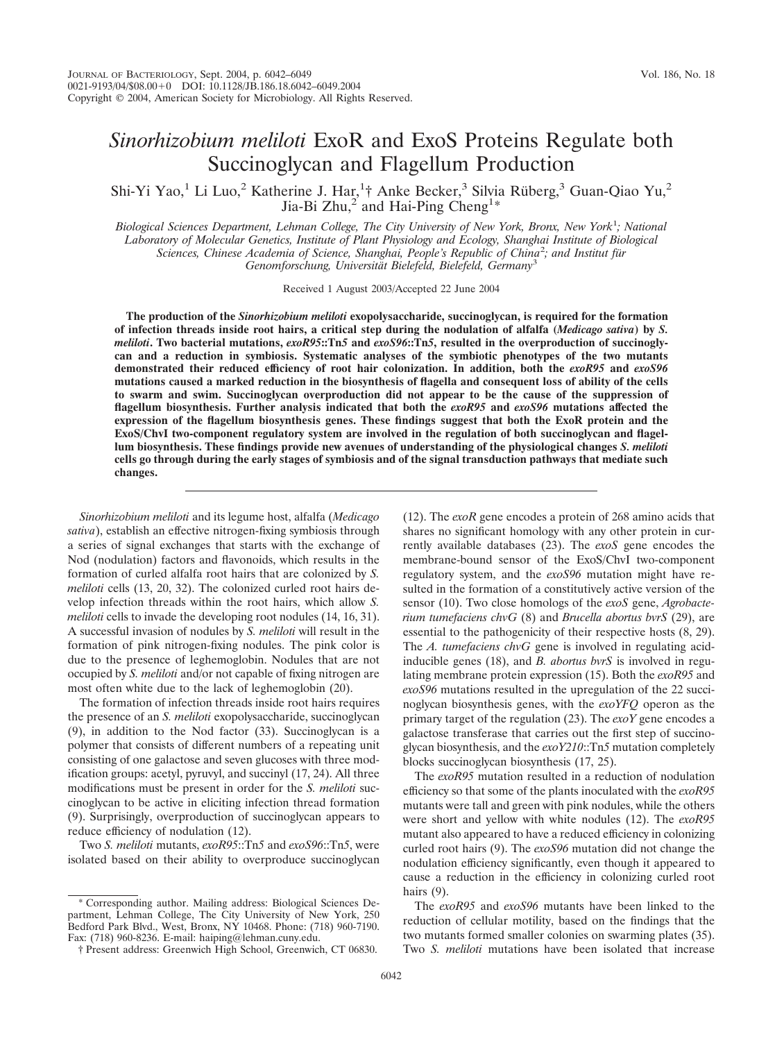# *Sinorhizobium meliloti* ExoR and ExoS Proteins Regulate both Succinoglycan and Flagellum Production

Shi-Yi Yao,[1] Li Luo,[2] Katherine J. Har,[1]† Anke Becker,[3] Silvia Rüberg,[3] Guan-Qiao Yu,[2] Jia-Bi Zhu,[2] and Hai-Ping Cheng[1]*

*Biological Sciences Department, Lehman College, The City University of New York, Bronx, New York*[1]*; National Laboratory of Molecular Genetics, Institute of Plant Physiology and Ecology, Shanghai Institute of Biological Sciences, Chinese Academia of Science, Shanghai, People's Republic of China*[2]*; and Institut für Genomforschung, Universität Bielefeld, Bielefeld, Germany*[3]

Received 1 August 2003/Accepted 22 June 2004

**The production of the *Sinorhizobium meliloti* exopolysaccharide, succinoglycan, is required for the formation of infection threads inside root hairs, a critical step during the nodulation of alfalfa (*Medicago sativa*) by *S. meliloti*. Two bacterial mutations, *exoR95*::Tn*5* and *exoS96*::Tn*5*, resulted in the overproduction of succinoglycan and a reduction in symbiosis. Systematic analyses of the symbiotic phenotypes of the two mutants demonstrated their reduced efficiency of root hair colonization. In addition, both the *exoR95* and *exoS96* mutations caused a marked reduction in the biosynthesis of flagella and consequent loss of ability of the cells to swarm and swim. Succinoglycan overproduction did not appear to be the cause of the suppression of flagellum biosynthesis. Further analysis indicated that both the *exoR95* and *exoS96* mutations affected the expression of the flagellum biosynthesis genes. These findings suggest that both the ExoR protein and the ExoS/ChvI two-component regulatory system are involved in the regulation of both succinoglycan and flagellum biosynthesis. These findings provide new avenues of understanding of the physiological changes *S. meliloti* cells go through during the early stages of symbiosis and of the signal transduction pathways that mediate such changes.**

*Sinorhizobium meliloti* and its legume host, alfalfa (*Medicago sativa*), establish an effective nitrogen-fixing symbiosis through a series of signal exchanges that starts with the exchange of Nod (nodulation) factors and flavonoids, which results in the formation of curled alfalfa root hairs that are colonized by *S. meliloti* cells (13, 20, 32). The colonized curled root hairs develop infection threads within the root hairs, which allow *S. meliloti* cells to invade the developing root nodules (14, 16, 31). A successful invasion of nodules by *S. meliloti* will result in the formation of pink nitrogen-fixing nodules. The pink color is due to the presence of leghemoglobin. Nodules that are not occupied by *S. meliloti* and/or not capable of fixing nitrogen are most often white due to the lack of leghemoglobin (20).

The formation of infection threads inside root hairs requires the presence of an *S. meliloti* exopolysaccharide, succinoglycan (9), in addition to the Nod factor (33). Succinoglycan is a polymer that consists of different numbers of a repeating unit consisting of one galactose and seven glucoses with three modification groups: acetyl, pyruvyl, and succinyl (17, 24). All three modifications must be present in order for the *S. meliloti* succinoglycan to be active in eliciting infection thread formation (9). Surprisingly, overproduction of succinoglycan appears to reduce efficiency of nodulation (12).

Two *S. meliloti* mutants, *exoR95*::Tn*5* and *exoS96*::Tn*5*, were isolated based on their ability to overproduce succinoglycan (12). The *exoR* gene encodes a protein of 268 amino acids that shares no significant homology with any other protein in currently available databases (23). The *exoS* gene encodes the membrane-bound sensor of the ExoS/ChvI two-component regulatory system, and the *exoS96* mutation might have resulted in the formation of a constitutively active version of the sensor (10). Two close homologs of the *exoS* gene, *Agrobacterium tumefaciens chvG* (8) and *Brucella abortus bvrS* (29), are essential to the pathogenicity of their respective hosts (8, 29). The *A. tumefaciens chvG* gene is involved in regulating acid-inducible genes (18), and *B. abortus bvrS* is involved in regulating membrane protein expression (15). Both the *exoR95* and *exoS96* mutations resulted in the upregulation of the 22 succinoglycan biosynthesis genes, with the *exoYFQ* operon as the primary target of the regulation (23). The *exoY* gene encodes a galactose transferase that carries out the first step of succinoglycan biosynthesis, and the *exoY210*::Tn*5* mutation completely blocks succinoglycan biosynthesis (17, 25).

The *exoR95* mutation resulted in a reduction of nodulation efficiency so that some of the plants inoculated with the *exoR95* mutants were tall and green with pink nodules, while the others were short and yellow with white nodules (12). The *exoR95* mutant also appeared to have a reduced efficiency in colonizing curled root hairs (9). The *exoS96* mutation did not change the nodulation efficiency significantly, even though it appeared to cause a reduction in the efficiency in colonizing curled root hairs (9).

The *exoR95* and *exoS96* mutants have been linked to the reduction of cellular motility, based on the findings that the two mutants formed smaller colonies on swarming plates (35). Two *S. meliloti* mutations have been isolated that increase

\* Corresponding author. Mailing address: Biological Sciences Department, Lehman College, The City University of New York, 250 Bedford Park Blvd., West, Bronx, NY 10468. Phone: (718) 960-7190. Fax: (718) 960-8236. E-mail: haiping@lehman.cuny.edu.

† Present address: Greenwich High School, Greenwich, CT 06830.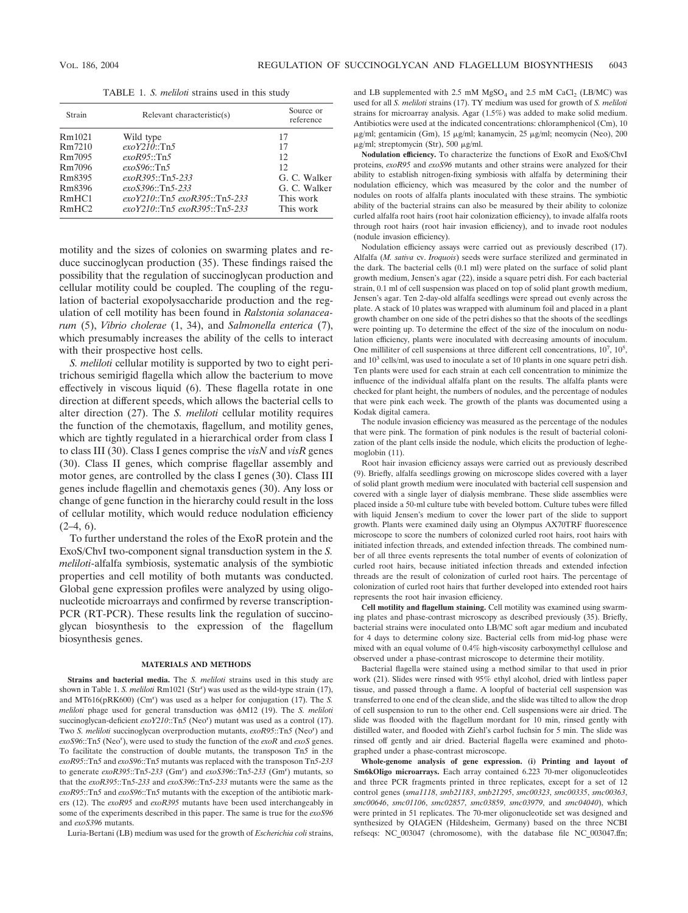TABLE 1. *S. meliloti* strains used in this study

| Strain | Relevant characteristic(s) | Source or reference |
|---|---|---|
| Rm1021 | Wild type | 17 |
| Rm7210 | *exoY210*::Tn*5* | 17 |
| Rm7095 | *exoR95*::Tn*5* | 12 |
| Rm7096 | *exoS96*::Tn*5* | 12 |
| Rm8395 | *exoR395*::Tn*5-233* | G. C. Walker |
| Rm8396 | *exoS396*::Tn*5-233* | G. C. Walker |
| RmHC1 | *exoY210*::Tn*5 exoR395*::Tn*5-233* | This work |
| RmHC2 | *exoY210*::Tn*5 exoR395*::Tn*5-233* | This work |

motility and the sizes of colonies on swarming plates and reduce succinoglycan production (35). These findings raised the possibility that the regulation of succinoglycan production and cellular motility could be coupled. The coupling of the regulation of bacterial exopolysaccharide production and the regulation of cell motility has been found in *Ralstonia solanacearum* (5), *Vibrio cholerae* (1, 34), and *Salmonella enterica* (7), which presumably increases the ability of the cells to interact with their prospective host cells.

*S. meliloti* cellular motility is supported by two to eight peritrichous semirigid flagella which allow the bacterium to move effectively in viscous liquid (6). These flagella rotate in one direction at different speeds, which allows the bacterial cells to alter direction (27). The *S. meliloti* cellular motility requires the function of the chemotaxis, flagellum, and motility genes, which are tightly regulated in a hierarchical order from class I to class III (30). Class I genes comprise the *visN* and *visR* genes (30). Class II genes, which comprise flagellar assembly and motor genes, are controlled by the class I genes (30). Class III genes include flagellin and chemotaxis genes (30). Any loss or change of gene function in the hierarchy could result in the loss of cellular motility, which would reduce nodulation efficiency (2–4, 6).

To further understand the roles of the ExoR protein and the ExoS/ChvI two-component signal transduction system in the *S. meliloti*-alfalfa symbiosis, systematic analysis of the symbiotic properties and cell motility of both mutants was conducted. Global gene expression profiles were analyzed by using oligonucleotide microarrays and confirmed by reverse transcription-PCR (RT-PCR). These results link the regulation of succinoglycan biosynthesis to the expression of the flagellum biosynthesis genes.

## MATERIALS AND METHODS

**Strains and bacterial media.** The *S. meliloti* strains used in this study are shown in Table 1. *S. meliloti* Rm1021 (Str$^r$) was used as the wild-type strain (17), and MT616(pRK600) (Cm$^r$) was used as a helper for conjugation (17). The *S. meliloti* phage used for general transduction was ϕM12 (19). The *S. meliloti* succinoglycan-deficient *exoY210*::Tn*5* (Neo$^r$) mutant was used as a control (17). Two *S. meliloti* succinoglycan overproduction mutants, *exoR95*::Tn*5* (Neo$^r$) and *exoS96*::Tn*5* (Neo$^r$), were used to study the function of the *exoR* and *exoS* genes. To facilitate the construction of double mutants, the transposon Tn*5* in the *exoR95*::Tn*5* and *exoS96*::Tn*5* mutants was replaced with the transposon Tn*5-233* to generate *exoR395*::Tn*5-233* (Gm$^r$) and *exoS396*::Tn*5-233* (Gm$^r$) mutants, so that the *exoR395*::Tn*5-233* and *exoS396*::Tn*5-233* mutants were the same as the *exoR95*::Tn*5* and *exoS96*::Tn*5* mutants with the exception of the antibiotic markers (12). The *exoR95* and *exoR395* mutants have been used interchangeably in some of the experiments described in this paper. The same is true for the *exoS96* and *exoS396* mutants.

Luria-Bertani (LB) medium was used for the growth of *Escherichia coli* strains, and LB supplemented with 2.5 mM $MgSO_4$ and 2.5 mM $CaCl_2$ (LB/MC) was used for all *S. meliloti* strains (17). TY medium was used for growth of *S. meliloti* strains for microarray analysis. Agar (1.5%) was added to make solid medium. Antibiotics were used at the indicated concentrations: chloramphenicol (Cm), 10 μg/ml; gentamicin (Gm), 15 μg/ml; kanamycin, 25 μg/ml; neomycin (Neo), 200 μg/ml; streptomycin (Str), 500 μg/ml.

**Nodulation efficiency.** To characterize the functions of ExoR and ExoS/ChvI proteins, *exoR95* and *exoS96* mutants and other strains were analyzed for their ability to establish nitrogen-fixing symbiosis with alfalfa by determining their nodulation efficiency, which was measured by the color and the number of nodules on roots of alfalfa plants inoculated with these strains. The symbiotic ability of the bacterial strains can also be measured by their ability to colonize curled alfalfa root hairs (root hair colonization efficiency), to invade alfalfa roots through root hairs (root hair invasion efficiency), and to invade root nodules (nodule invasion efficiency).

Nodulation efficiency assays were carried out as previously described (17). Alfalfa (*M. sativa* cv. *Iroquois*) seeds were surface sterilized and germinated in the dark. The bacterial cells (0.1 ml) were plated on the surface of solid plant growth medium, Jensen's agar (22), inside a square petri dish. For each bacterial strain, 0.1 ml of cell suspension was placed on top of solid plant growth medium, Jensen's agar. Ten 2-day-old alfalfa seedlings were spread out evenly across the plate. A stack of 10 plates was wrapped with aluminum foil and placed in a plant growth chamber on one side of the petri dishes so that the shoots of the seedlings were pointing up. To determine the effect of the size of the inoculum on nodulation efficiency, plants were inoculated with decreasing amounts of inoculum. One milliliter of cell suspensions at three different cell concentrations, $10^7$, $10^5$, and $10^3$ cells/ml, was used to inoculate a set of 10 plants in one square petri dish. Ten plants were used for each strain at each cell concentration to minimize the influence of the individual alfalfa plant on the results. The alfalfa plants were checked for plant height, the numbers of nodules, and the percentage of nodules that were pink each week. The growth of the plants was documented using a Kodak digital camera.

The nodule invasion efficiency was measured as the percentage of the nodules that were pink. The formation of pink nodules is the result of bacterial colonization of the plant cells inside the nodule, which elicits the production of leghemoglobin (11).

Root hair invasion efficiency assays were carried out as previously described (9). Briefly, alfalfa seedlings growing on microscope slides covered with a layer of solid plant growth medium were inoculated with bacterial cell suspension and covered with a single layer of dialysis membrane. These slide assemblies were placed inside a 50-ml culture tube with beveled bottom. Culture tubes were filled with liquid Jensen's medium to cover the lower part of the slide to support growth. Plants were examined daily using an Olympus AX70TRF fluorescence microscope to score the numbers of colonized curled root hairs, root hairs with initiated infection threads, and extended infection threads. The combined number of all three events represents the total number of events of colonization of curled root hairs, because initiated infection threads and extended infection threads are the result of colonization of curled root hairs. The percentage of colonization of curled root hairs that further developed into extended root hairs represents the root hair invasion efficiency.

**Cell motility and flagellum staining.** Cell motility was examined using swarming plates and phase-contrast microscopy as described previously (35). Briefly, bacterial strains were inoculated onto LB/MC soft agar medium and incubated for 4 days to determine colony size. Bacterial cells from mid-log phase were mixed with an equal volume of 0.4% high-viscosity carboxymethyl cellulose and observed under a phase-contrast microscope to determine their motility.

Bacterial flagella were stained using a method similar to that used in prior work (21). Slides were rinsed with 95% ethyl alcohol, dried with lintless paper tissue, and passed through a flame. A loopful of bacterial cell suspension was transferred to one end of the clean slide, and the slide was tilted to allow the drop of cell suspension to run to the other end. Cell suspensions were air dried. The slide was flooded with the flagellum mordant for 10 min, rinsed gently with distilled water, and flooded with Ziehl's carbol fuchsin for 5 min. The slide was rinsed off gently and air dried. Bacterial flagella were examined and photographed under a phase-contrast microscope.

**Whole-genome analysis of gene expression. (i) Printing and layout of Sm6kOligo microarrays.** Each array contained 6.223 70-mer oligonucleotides and three PCR fragments printed in three replicates, except for a set of 12 control genes (*sma1118*, *smb21183*, *smb21295*, *smc00323*, *smc00335*, *smc00363*, *smc00646*, *smc01106*, *smc02857*, *smc03859*, *smc03979*, and *smc04040*), which were printed in 51 replicates. The 70-mer oligonucleotide set was designed and synthesized by QIAGEN (Hildesheim, Germany) based on the three NCBI refseqs: NC_003047 (chromosome), with the database file NC_003047.ffn;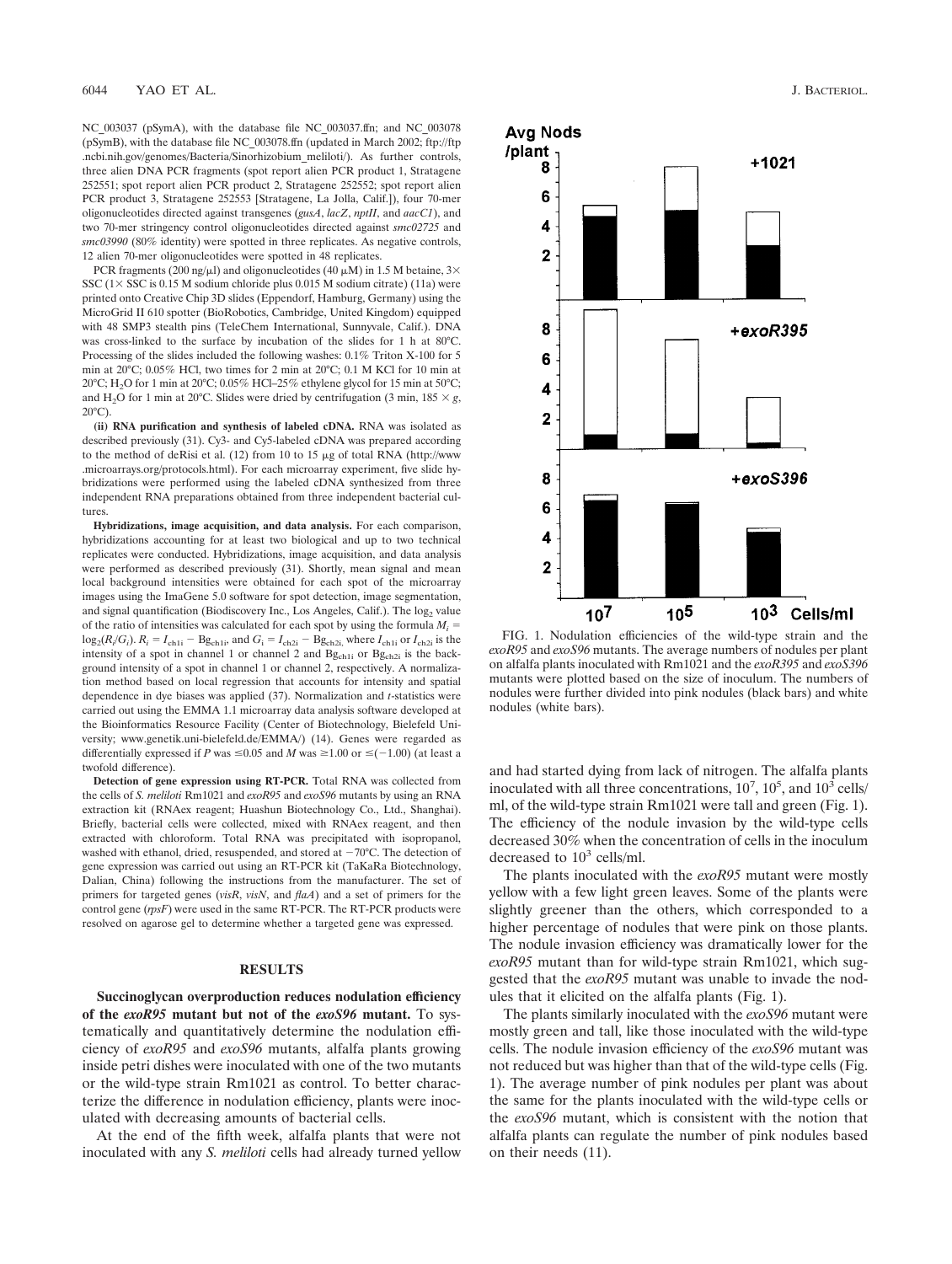NC_003037 (pSymA), with the database file NC_003037.ffn; and NC_003078 (pSymB), with the database file NC_003078.ffn (updated in March 2002; ftp://ftp.ncbi.nih.gov/genomes/Bacteria/Sinorhizobium_meliloti/). As further controls, three alien DNA PCR fragments (spot report alien PCR product 1, Stratagene 252551; spot report alien PCR product 2, Stratagene 252552; spot report alien PCR product 3, Stratagene 252553 [Stratagene, La Jolla, Calif.]), four 70-mer oligonucleotides directed against transgenes (*gusA*, *lacZ*, *nptII*, and *aacC1*), and two 70-mer stringency control oligonucleotides directed against *smc02725* and *smc03990* (80% identity) were spotted in three replicates. As negative controls, 12 alien 70-mer oligonucleotides were spotted in 48 replicates.

PCR fragments (200 ng/μl) and oligonucleotides (40 μM) in 1.5 M betaine, 3× SSC (1× SSC is 0.15 M sodium chloride plus 0.015 M sodium citrate) (11a) were printed onto Creative Chip 3D slides (Eppendorf, Hamburg, Germany) using the MicroGrid II 610 spotter (BioRobotics, Cambridge, United Kingdom) equipped with 48 SMP3 stealth pins (TeleChem International, Sunnyvale, Calif.). DNA was cross-linked to the surface by incubation of the slides for 1 h at 80°C. Processing of the slides included the following washes: 0.1% Triton X-100 for 5 min at 20°C; 0.05% HCl, two times for 2 min at 20°C; 0.1 M KCl for 10 min at 20°C; $H_2O$ for 1 min at 20°C; 0.05% HCl–25% ethylene glycol for 15 min at 50°C; and $H_2O$ for 1 min at 20°C. Slides were dried by centrifugation (3 min, 185 × *g*, 20°C).

**(ii) RNA purification and synthesis of labeled cDNA.** RNA was isolated as described previously (31). Cy3- and Cy5-labeled cDNA was prepared according to the method of deRisi et al. (12) from 10 to 15 μg of total RNA (http://www.microarrays.org/protocols.html). For each microarray experiment, five slide hybridizations were performed using the labeled cDNA synthesized from three independent RNA preparations obtained from three independent bacterial cultures.

**Hybridizations, image acquisition, and data analysis.** For each comparison, hybridizations accounting for at least two biological and up to two technical replicates were conducted. Hybridizations, image acquisition, and data analysis were performed as described previously (31). Shortly, mean signal and mean local background intensities were obtained for each spot of the microarray images using the ImaGene 5.0 software for spot detection, image segmentation, and signal quantification (Biodiscovery Inc., Los Angeles, Calif.). The $\log_2$ value of the ratio of intensities was calculated for each spot by using the formula $M_i = \log_2(R_i/G_i)$. $R_i = I_{ch1i} - Bg_{ch1i}$, and $G_i = I_{ch2i} - Bg_{ch2i}$, where $I_{ch1i}$ or $I_{ch2i}$ is the intensity of a spot in channel 1 or channel 2 and $Bg_{ch1i}$ or $Bg_{ch2i}$ is the background intensity of a spot in channel 1 or channel 2, respectively. A normalization method based on local regression that accounts for intensity and spatial dependence in dye biases was applied (37). Normalization and *t*-statistics were carried out using the EMMA 1.1 microarray data analysis software developed at the Bioinformatics Resource Facility (Center of Biotechnology, Bielefeld University; www.genetik.uni-bielefeld.de/EMMA/) (14). Genes were regarded as differentially expressed if *P* was ≤0.05 and *M* was ≥1.00 or ≤(−1.00) (at least a twofold difference).

**Detection of gene expression using RT-PCR.** Total RNA was collected from the cells of *S. meliloti* Rm1021 and *exoR95* and *exoS96* mutants by using an RNA extraction kit (RNAex reagent; Huashun Biotechnology Co., Ltd., Shanghai). Briefly, bacterial cells were collected, mixed with RNAex reagent, and then extracted with chloroform. Total RNA was precipitated with isopropanol, washed with ethanol, dried, resuspended, and stored at −70°C. The detection of gene expression was carried out using an RT-PCR kit (TaKaRa Biotechnology, Dalian, China) following the instructions from the manufacturer. The set of primers for targeted genes (*visR*, *visN*, and *flaA*) and a set of primers for the control gene (*rpsF*) were used in the same RT-PCR. The RT-PCR products were resolved on agarose gel to determine whether a targeted gene was expressed.

## RESULTS

**Succinoglycan overproduction reduces nodulation efficiency of the *exoR95* mutant but not of the *exoS96* mutant.** To systematically and quantitatively determine the nodulation efficiency of *exoR95* and *exoS96* mutants, alfalfa plants growing inside petri dishes were inoculated with one of the two mutants or the wild-type strain Rm1021 as control. To better characterize the difference in nodulation efficiency, plants were inoculated with decreasing amounts of bacterial cells.

At the end of the fifth week, alfalfa plants that were not inoculated with any *S. meliloti* cells had already turned yellow and had started dying from lack of nitrogen. The alfalfa plants inoculated with all three concentrations, $10^7$, $10^5$, and $10^3$ cells/ml, of the wild-type strain Rm1021 were tall and green (Fig. 1). The efficiency of the nodule invasion by the wild-type cells decreased 30% when the concentration of cells in the inoculum decreased to $10^3$ cells/ml.

FIG. 1. Nodulation efficiencies of the wild-type strain and the *exoR95* and *exoS96* mutants. The average numbers of nodules per plant on alfalfa plants inoculated with Rm1021 and the *exoR395* and *exoS396* mutants were plotted based on the size of inoculum. The numbers of nodules were further divided into pink nodules (black bars) and white nodules (white bars).

The plants inoculated with the *exoR95* mutant were mostly yellow with a few light green leaves. Some of the plants were slightly greener than the others, which corresponded to a higher percentage of nodules that were pink on those plants. The nodule invasion efficiency was dramatically lower for the *exoR95* mutant than for wild-type strain Rm1021, which suggested that the *exoR95* mutant was unable to invade the nodules that it elicited on the alfalfa plants (Fig. 1).

The plants similarly inoculated with the *exoS96* mutant were mostly green and tall, like those inoculated with the wild-type cells. The nodule invasion efficiency of the *exoS96* mutant was not reduced but was higher than that of the wild-type cells (Fig. 1). The average number of pink nodules per plant was about the same for the plants inoculated with the wild-type cells or the *exoS96* mutant, which is consistent with the notion that alfalfa plants can regulate the number of pink nodules based on their needs (11).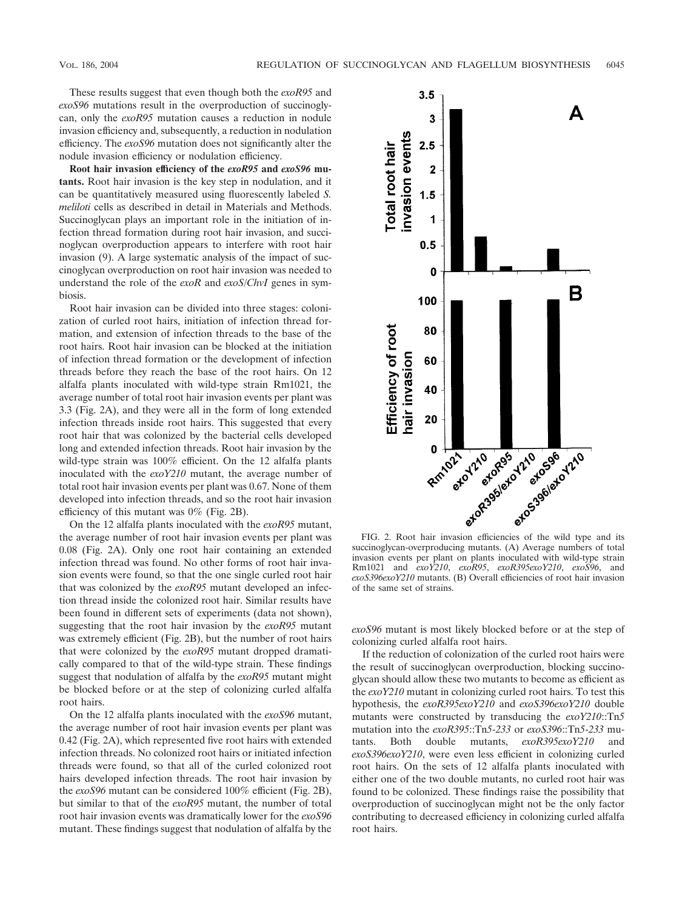These results suggest that even though both the *exoR95* and *exoS96* mutations result in the overproduction of succinoglycan, only the *exoR95* mutation causes a reduction in nodule invasion efficiency and, subsequently, a reduction in nodulation efficiency. The *exoS96* mutation does not significantly alter the nodule invasion efficiency or nodulation efficiency.

**Root hair invasion efficiency of the *exoR95* and *exoS96* mutants.** Root hair invasion is the key step in nodulation, and it can be quantitatively measured using fluorescently labeled *S. meliloti* cells as described in detail in Materials and Methods. Succinoglycan plays an important role in the initiation of infection thread formation during root hair invasion, and succinoglycan overproduction appears to interfere with root hair invasion (9). A large systematic analysis of the impact of succinoglycan overproduction on root hair invasion was needed to understand the role of the *exoR* and *exoS/ChvI* genes in symbiosis.

Root hair invasion can be divided into three stages: colonization of curled root hairs, initiation of infection thread formation, and extension of infection threads to the base of the root hairs. Root hair invasion can be blocked at the initiation of infection thread formation or the development of infection threads before they reach the base of the root hairs. On 12 alfalfa plants inoculated with wild-type strain Rm1021, the average number of total root hair invasion events per plant was 3.3 (Fig. 2A), and they were all in the form of long extended infection threads inside root hairs. This suggested that every root hair that was colonized by the bacterial cells developed long and extended infection threads. Root hair invasion by the wild-type strain was 100% efficient. On the 12 alfalfa plants inoculated with the *exoY210* mutant, the average number of total root hair invasion events per plant was 0.67. None of them developed into infection threads, and so the root hair invasion efficiency of this mutant was 0% (Fig. 2B).

On the 12 alfalfa plants inoculated with the *exoR95* mutant, the average number of root hair invasion events per plant was 0.08 (Fig. 2A). Only one root hair containing an extended infection thread was found. No other forms of root hair invasion events were found, so that the one single curled root hair that was colonized by the *exoR95* mutant developed an infection thread inside the colonized root hair. Similar results have been found in different sets of experiments (data not shown), suggesting that the root hair invasion by the *exoR95* mutant was extremely efficient (Fig. 2B), but the number of root hairs that were colonized by the *exoR95* mutant dropped dramatically compared to that of the wild-type strain. These findings suggest that nodulation of alfalfa by the *exoR95* mutant might be blocked before or at the step of colonizing curled alfalfa root hairs.

On the 12 alfalfa plants inoculated with the *exoS96* mutant, the average number of root hair invasion events per plant was 0.42 (Fig. 2A), which represented five root hairs with extended infection threads. No colonized root hairs or initiated infection threads were found, so that all of the curled colonized root hairs developed infection threads. The root hair invasion by the *exoS96* mutant can be considered 100% efficient (Fig. 2B), but similar to that of the *exoR95* mutant, the number of total root hair invasion events was dramatically lower for the *exoS96* mutant. These findings suggest that nodulation of alfalfa by the

A
Total root hair invasion events
3.5
3
2.5
2
1.5
1
0.5
0

B
Efficiency of root hair invasion
100
80
60
40
20
0

Rm1021
exoY210
exoR95
exoR395/exoY210
exoS96
exoS396/exoY210

FIG. 2. Root hair invasion efficiencies of the wild type and its succinoglycan-overproducing mutants. (A) Average numbers of total invasion events per plant on plants inoculated with wild-type strain Rm1021 and *exoY210*, *exoR95*, *exoR395exoY210*, *exoS96*, and *exoS396exoY210* mutants. (B) Overall efficiencies of root hair invasion of the same set of strains.

*exoS96* mutant is most likely blocked before or at the step of colonizing curled alfalfa root hairs.

If the reduction of colonization of the curled root hairs were the result of succinoglycan overproduction, blocking succinoglycan should allow these two mutants to become as efficient as the *exoY210* mutant in colonizing curled root hairs. To test this hypothesis, the *exoR395exoY210* and *exoS396exoY210* double mutants were constructed by transducing the *exoY210*::Tn*5* mutation into the *exoR395*::Tn*5-233* or *exoS396*::Tn*5-233* mutants. Both double mutants, *exoR395exoY210* and *exoS396exoY210*, were even less efficient in colonizing curled root hairs. On the sets of 12 alfalfa plants inoculated with either one of the two double mutants, no curled root hair was found to be colonized. These findings raise the possibility that overproduction of succinoglycan might not be the only factor contributing to decreased efficiency in colonizing curled alfalfa root hairs.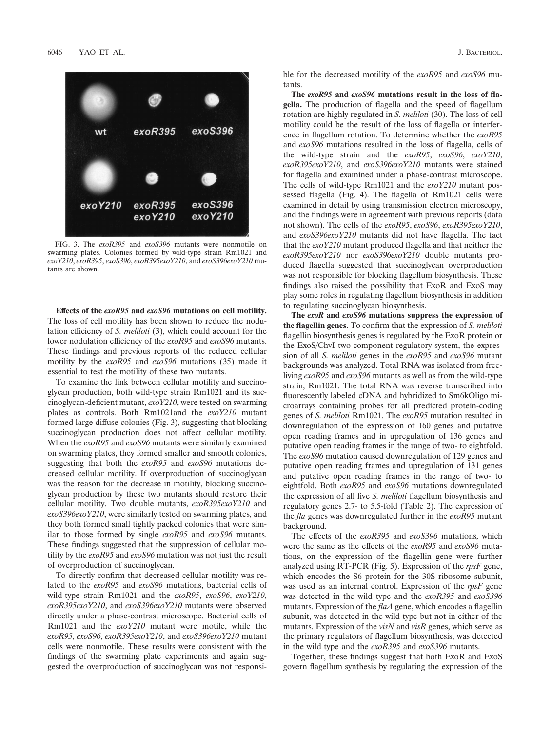wt

exoR395

exoS396

exoY210

exoR395 exoY210

exoS396 exoY210

FIG. 3. The *exoR395* and *exoS396* mutants were nonmotile on swarming plates. Colonies formed by wild-type strain Rm1021 and *exoY210*, *exoR395*, *exoS396*, *exoR395exoY210*, and *exoS396exoY210* mutants are shown.

**Effects of the *exoR95* and *exoS96* mutations on cell motility.** The loss of cell motility has been shown to reduce the nodulation efficiency of *S. meliloti* (3), which could account for the lower nodulation efficiency of the *exoR95* and *exoS96* mutants. These findings and previous reports of the reduced cellular motility by the *exoR95* and *exoS96* mutations (35) made it essential to test the motility of these two mutants.

To examine the link between cellular motility and succinoglycan production, both wild-type strain Rm1021 and its succinoglycan-deficient mutant, *exoY210*, were tested on swarming plates as controls. Both Rm1021and the *exoY210* mutant formed large diffuse colonies (Fig. 3), suggesting that blocking succinoglycan production does not affect cellular motility. When the *exoR95* and *exoS96* mutants were similarly examined on swarming plates, they formed smaller and smooth colonies, suggesting that both the *exoR95* and *exoS96* mutations decreased cellular motility. If overproduction of succinoglycan was the reason for the decrease in motility, blocking succinoglycan production by these two mutants should restore their cellular motility. Two double mutants, *exoR395exoY210* and *exoS396exoY210*, were similarly tested on swarming plates, and they both formed small tightly packed colonies that were similar to those formed by single *exoR95* and *exoS96* mutants. These findings suggested that the suppression of cellular motility by the *exoR95* and *exoS96* mutation was not just the result of overproduction of succinoglycan.

To directly confirm that decreased cellular motility was related to the *exoR95* and *exoS96* mutations, bacterial cells of wild-type strain Rm1021 and the *exoR95*, *exoS96*, *exoY210*, *exoR395exoY210*, and *exoS396exoY210* mutants were observed directly under a phase-contrast microscope. Bacterial cells of Rm1021 and the *exoY210* mutant were motile, while the *exoR95*, *exoS96*, *exoR395exoY210*, and *exoS396exoY210* mutant cells were nonmotile. These results were consistent with the findings of the swarming plate experiments and again suggested the overproduction of succinoglycan was not responsible for the decreased motility of the *exoR95* and *exoS96* mutants.

**The *exoR95* and *exoS96* mutations result in the loss of flagella.** The production of flagella and the speed of flagellum rotation are highly regulated in *S. meliloti* (30). The loss of cell motility could be the result of the loss of flagella or interference in flagellum rotation. To determine whether the *exoR95* and *exoS96* mutations resulted in the loss of flagella, cells of the wild-type strain and the *exoR95*, *exoS96*, *exoY210*, *exoR395exoY210*, and *exoS396exoY210* mutants were stained for flagella and examined under a phase-contrast microscope. The cells of wild-type Rm1021 and the *exoY210* mutant possessed flagella (Fig. 4). The flagella of Rm1021 cells were examined in detail by using transmission electron microscopy, and the findings were in agreement with previous reports (data not shown). The cells of the *exoR95*, *exoS96*, *exoR395exoY210*, and *exoS396exoY210* mutants did not have flagella. The fact that the *exoY210* mutant produced flagella and that neither the *exoR395exoY210* nor *exoS396exoY210* double mutants produced flagella suggested that succinoglycan overproduction was not responsible for blocking flagellum biosynthesis. These findings also raised the possibility that ExoR and ExoS may play some roles in regulating flagellum biosynthesis in addition to regulating succinoglycan biosynthesis.

**The *exoR* and *exoS96* mutations suppress the expression of the flagellin genes.** To confirm that the expression of *S. meliloti* flagellin biosynthesis genes is regulated by the ExoR protein or the ExoS/ChvI two-component regulatory system, the expression of all *S. meliloti* genes in the *exoR95* and *exoS96* mutant backgrounds was analyzed. Total RNA was isolated from free-living *exoR95* and *exoS96* mutants as well as from the wild-type strain, Rm1021. The total RNA was reverse transcribed into fluorescently labeled cDNA and hybridized to Sm6kOligo microarrays containing probes for all predicted protein-coding genes of *S. meliloti* Rm1021. The *exoR95* mutation resulted in downregulation of the expression of 160 genes and putative open reading frames and in upregulation of 136 genes and putative open reading frames in the range of two- to eightfold. The *exoS96* mutation caused downregulation of 129 genes and putative open reading frames and upregulation of 131 genes and putative open reading frames in the range of two- to eightfold. Both *exoR95* and *exoS96* mutations downregulated the expression of all five *S. meliloti* flagellum biosynthesis and regulatory genes 2.7- to 5.5-fold (Table 2). The expression of the *fla* genes was downregulated further in the *exoR95* mutant background.

The effects of the *exoR395* and *exoS396* mutations, which were the same as the effects of the *exoR95* and *exoS96* mutations, on the expression of the flagellin gene were further analyzed using RT-PCR (Fig. 5). Expression of the *rpsF* gene, which encodes the S6 protein for the 30S ribosome subunit, was used as an internal control. Expression of the *rpsF* gene was detected in the wild type and the *exoR395* and *exoS396* mutants. Expression of the *flaA* gene, which encodes a flagellin subunit, was detected in the wild type but not in either of the mutants. Expression of the *visN* and *visR* genes, which serve as the primary regulators of flagellum biosynthesis, was detected in the wild type and the *exoR395* and *exoS396* mutants.

Together, these findings suggest that both ExoR and ExoS govern flagellum synthesis by regulating the expression of the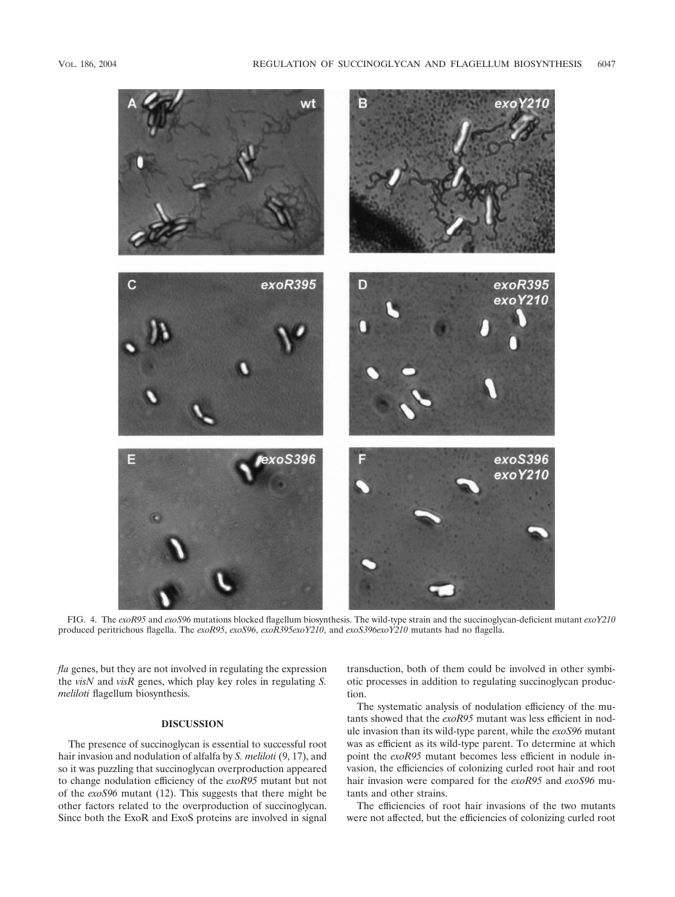A wt

B exoY210

C exoR395

D exoR395 exoY210

E exoS396

F exoS396 exoY210

FIG. 4. The *exoR95* and *exoS96* mutations blocked flagellum biosynthesis. The wild-type strain and the succinoglycan-deficient mutant *exoY210* produced peritrichous flagella. The *exoR95*, *exoS96*, *exoR395exoY210*, and *exoS396exoY210* mutants had no flagella.

*fla* genes, but they are not involved in regulating the expression the *visN* and *visR* genes, which play key roles in regulating *S. meliloti* flagellum biosynthesis.

## DISCUSSION

The presence of succinoglycan is essential to successful root hair invasion and nodulation of alfalfa by *S. meliloti* (9, 17), and so it was puzzling that succinoglycan overproduction appeared to change nodulation efficiency of the *exoR95* mutant but not of the *exoS96* mutant (12). This suggests that there might be other factors related to the overproduction of succinoglycan. Since both the ExoR and ExoS proteins are involved in signal transduction, both of them could be involved in other symbiotic processes in addition to regulating succinoglycan production.

The systematic analysis of nodulation efficiency of the mutants showed that the *exoR95* mutant was less efficient in nodule invasion than its wild-type parent, while the *exoS96* mutant was as efficient as its wild-type parent. To determine at which point the *exoR95* mutant becomes less efficient in nodule invasion, the efficiencies of colonizing curled root hair and root hair invasion were compared for the *exoR95* and *exoS96* mutants and other strains.

The efficiencies of root hair invasions of the two mutants were not affected, but the efficiencies of colonizing curled root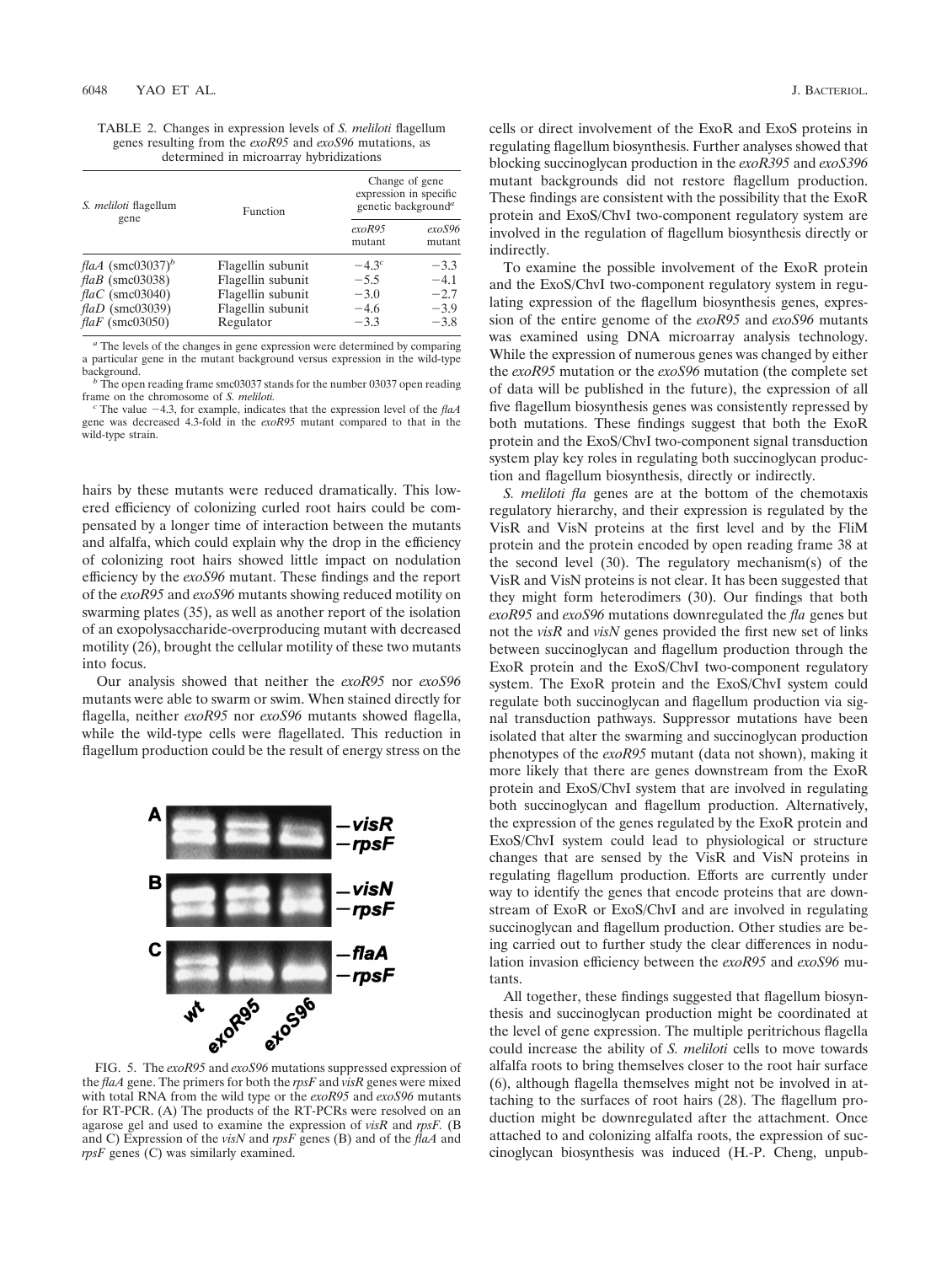TABLE 2. Changes in expression levels of *S. meliloti* flagellum genes resulting from the *exoR95* and *exoS96* mutations, as determined in microarray hybridizations

| *S. meliloti* flagellum gene | Function | Change of gene expression in specific genetic background[a] | |
|---|---|---|---|
| | | *exoR95* mutant | *exoS96* mutant |
| *flaA* (smc03037)[b] | Flagellin subunit | −4.3[c] | −3.3 |
| *flaB* (smc03038) | Flagellin subunit | −5.5 | −4.1 |
| *flaC* (smc03040) | Flagellin subunit | −3.0 | −2.7 |
| *flaD* (smc03039) | Flagellin subunit | −4.6 | −3.9 |
| *flaF* (smc03050) | Regulator | −3.3 | −3.8 |

[a] The levels of the changes in gene expression were determined by comparing a particular gene in the mutant background versus expression in the wild-type background.

[b] The open reading frame smc03037 stands for the number 03037 open reading frame on the chromosome of *S. meliloti.*

[c] The value −4.3, for example, indicates that the expression level of the *flaA* gene was decreased 4.3-fold in the *exoR95* mutant compared to that in the wild-type strain.

hairs by these mutants were reduced dramatically. This lowered efficiency of colonizing curled root hairs could be compensated by a longer time of interaction between the mutants and alfalfa, which could explain why the drop in the efficiency of colonizing root hairs showed little impact on nodulation efficiency by the *exoS96* mutant. These findings and the report of the *exoR95* and *exoS96* mutants showing reduced motility on swarming plates (35), as well as another report of the isolation of an exopolysaccharide-overproducing mutant with decreased motility (26), brought the cellular motility of these two mutants into focus.

Our analysis showed that neither the *exoR95* nor *exoS96* mutants were able to swarm or swim. When stained directly for flagella, neither *exoR95* nor *exoS96* mutants showed flagella, while the wild-type cells were flagellated. This reduction in flagellum production could be the result of energy stress on the

A
—*visR*
—*rpsF*

B
—*visN*
—*rpsF*

C
—*flaA*
—*rpsF*

wt
exoR95
exoS96

FIG. 5. The *exoR95* and *exoS96* mutations suppressed expression of the *flaA* gene. The primers for both the *rpsF* and *visR* genes were mixed with total RNA from the wild type or the *exoR95* and *exoS96* mutants for RT-PCR. (A) The products of the RT-PCRs were resolved on an agarose gel and used to examine the expression of *visR* and *rpsF*. (B and C) Expression of the *visN* and *rpsF* genes (B) and of the *flaA* and *rpsF* genes (C) was similarly examined.

cells or direct involvement of the ExoR and ExoS proteins in regulating flagellum biosynthesis. Further analyses showed that blocking succinoglycan production in the *exoR395* and *exoS396* mutant backgrounds did not restore flagellum production. These findings are consistent with the possibility that the ExoR protein and ExoS/ChvI two-component regulatory system are involved in the regulation of flagellum biosynthesis directly or indirectly.

To examine the possible involvement of the ExoR protein and the ExoS/ChvI two-component regulatory system in regulating expression of the flagellum biosynthesis genes, expression of the entire genome of the *exoR95* and *exoS96* mutants was examined using DNA microarray analysis technology. While the expression of numerous genes was changed by either the *exoR95* mutation or the *exoS96* mutation (the complete set of data will be published in the future), the expression of all five flagellum biosynthesis genes was consistently repressed by both mutations. These findings suggest that both the ExoR protein and the ExoS/ChvI two-component signal transduction system play key roles in regulating both succinoglycan production and flagellum biosynthesis, directly or indirectly.

*S. meliloti fla* genes are at the bottom of the chemotaxis regulatory hierarchy, and their expression is regulated by the VisR and VisN proteins at the first level and by the FliM protein and the protein encoded by open reading frame 38 at the second level (30). The regulatory mechanism(s) of the VisR and VisN proteins is not clear. It has been suggested that they might form heterodimers (30). Our findings that both *exoR95* and *exoS96* mutations downregulated the *fla* genes but not the *visR* and *visN* genes provided the first new set of links between succinoglycan and flagellum production through the ExoR protein and the ExoS/ChvI two-component regulatory system. The ExoR protein and the ExoS/ChvI system could regulate both succinoglycan and flagellum production via signal transduction pathways. Suppressor mutations have been isolated that alter the swarming and succinoglycan production phenotypes of the *exoR95* mutant (data not shown), making it more likely that there are genes downstream from the ExoR protein and ExoS/ChvI system that are involved in regulating both succinoglycan and flagellum production. Alternatively, the expression of the genes regulated by the ExoR protein and ExoS/ChvI system could lead to physiological or structure changes that are sensed by the VisR and VisN proteins in regulating flagellum production. Efforts are currently under way to identify the genes that encode proteins that are downstream of ExoR or ExoS/ChvI and are involved in regulating succinoglycan and flagellum production. Other studies are being carried out to further study the clear differences in nodulation invasion efficiency between the *exoR95* and *exoS96* mutants.

All together, these findings suggested that flagellum biosynthesis and succinoglycan production might be coordinated at the level of gene expression. The multiple peritrichous flagella could increase the ability of *S. meliloti* cells to move towards alfalfa roots to bring themselves closer to the root hair surface (6), although flagella themselves might not be involved in attaching to the surfaces of root hairs (28). The flagellum production might be downregulated after the attachment. Once attached to and colonizing alfalfa roots, the expression of succinoglycan biosynthesis was induced (H.-P. Cheng, unpub-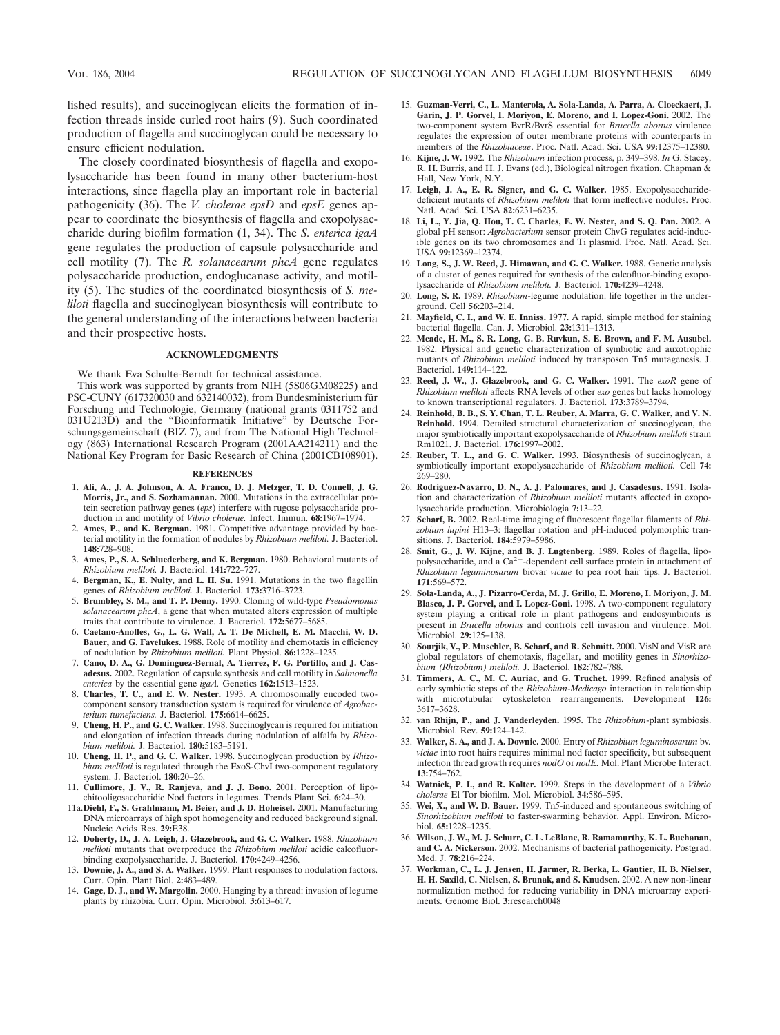lished results), and succinoglycan elicits the formation of infection threads inside curled root hairs (9). Such coordinated production of flagella and succinoglycan could be necessary to ensure efficient nodulation.

The closely coordinated biosynthesis of flagella and exopolysaccharide has been found in many other bacterium-host interactions, since flagella play an important role in bacterial pathogenicity (36). The *V. cholerae epsD* and *epsE* genes appear to coordinate the biosynthesis of flagella and exopolysaccharide during biofilm formation (1, 34). The *S. enterica igaA* gene regulates the production of capsule polysaccharide and cell motility (7). The *R. solanacearum phcA* gene regulates polysaccharide production, endoglucanase activity, and motility (5). The studies of the coordinated biosynthesis of *S. meliloti* flagella and succinoglycan biosynthesis will contribute to the general understanding of the interactions between bacteria and their prospective hosts.

## ACKNOWLEDGMENTS

We thank Eva Schulte-Berndt for technical assistance.

This work was supported by grants from NIH (5S06GM08225) and PSC-CUNY (617320030 and 632140032), from Bundesministerium für Forschung und Technologie, Germany (national grants 0311752 and 031U213D) and the "Bioinformatik Initiative" by Deutsche Forschungsgemeinschaft (BIZ 7), and from The National High Technology (863) International Research Program (2001AA214211) and the National Key Program for Basic Research of China (2001CB108901).

## REFERENCES

1. **Ali, A., J. A. Johnson, A. A. Franco, D. J. Metzger, T. D. Connell, J. G. Morris, Jr., and S. Sozhamannan.** 2000. Mutations in the extracellular protein secretion pathway genes (*eps*) interfere with rugose polysaccharide production in and motility of *Vibrio cholerae.* Infect. Immun. **68:**1967–1974.
2. **Ames, P., and K. Bergman.** 1981. Competitive advantage provided by bacterial motility in the formation of nodules by *Rhizobium meliloti.* J. Bacteriol. **148:**728–908.
3. **Ames, P., S. A. Schluederberg, and K. Bergman.** 1980. Behavioral mutants of *Rhizobium meliloti.* J. Bacteriol. **141:**722–727.
4. **Bergman, K., E. Nulty, and L. H. Su.** 1991. Mutations in the two flagellin genes of *Rhizobium meliloti.* J. Bacteriol. **173:**3716–3723.
5. **Brumbley, S. M., and T. P. Denny.** 1990. Cloning of wild-type *Pseudomonas solanacearum phcA*, a gene that when mutated alters expression of multiple traits that contribute to virulence. J. Bacteriol. **172:**5677–5685.
6. **Caetano-Anolles, G., L. G. Wall, A. T. De Michell, E. M. Macchi, W. D. Bauer, and G. Favelukes.** 1988. Role of motility and chemotaxis in efficiency of nodulation by *Rhizobium meliloti.* Plant Physiol. **86:**1228–1235.
7. **Cano, D. A., G. Dominguez-Bernal, A. Tierrez, F. G. Portillo, and J. Casadesus.** 2002. Regulation of capsule synthesis and cell motility in *Salmonella enterica* by the essential gene *igaA.* Genetics **162:**1513–1523.
8. **Charles, T. C., and E. W. Nester.** 1993. A chromosomally encoded two-component sensory transduction system is required for virulence of *Agrobacterium tumefaciens.* J. Bacteriol. **175:**6614–6625.
9. **Cheng, H. P., and G. C. Walker.** 1998. Succinoglycan is required for initiation and elongation of infection threads during nodulation of alfalfa by *Rhizobium meliloti.* J. Bacteriol. **180:**5183–5191.
10. **Cheng, H. P., and G. C. Walker.** 1998. Succinoglycan production by *Rhizobium meliloti* is regulated through the ExoS-ChvI two-component regulatory system. J. Bacteriol. **180:**20–26.
11. **Cullimore, J. V., R. Ranjeva, and J. J. Bono.** 2001. Perception of lipo-chitooligosaccharidic Nod factors in legumes. Trends Plant Sci. **6:**24–30.

11a. **Diehl, F., S. Grahlmann, M. Beier, and J. D. Hoheisel.** 2001. Manufacturing DNA microarrays of high spot homogeneity and reduced background signal. Nucleic Acids Res. **29:**E38.

12. **Doherty, D., J. A. Leigh, J. Glazebrook, and G. C. Walker.** 1988. *Rhizobium meliloti* mutants that overproduce the *Rhizobium meliloti* acidic calcofluor-binding exopolysaccharide. J. Bacteriol. **170:**4249–4256.
13. **Downie, J. A., and S. A. Walker.** 1999. Plant responses to nodulation factors. Curr. Opin. Plant Biol. **2:**483–489.
14. **Gage, D. J., and W. Margolin.** 2000. Hanging by a thread: invasion of legume plants by rhizobia. Curr. Opin. Microbiol. **3:**613–617.
15. **Guzman-Verri, C., L. Manterola, A. Sola-Landa, A. Parra, A. Cloeckaert, J. Garin, J. P. Gorvel, I. Moriyon, E. Moreno, and I. Lopez-Goni.** 2002. The two-component system BvrR/BvrS essential for *Brucella abortus* virulence regulates the expression of outer membrane proteins with counterparts in members of the *Rhizobiaceae*. Proc. Natl. Acad. Sci. USA **99:**12375–12380.
16. **Kijne, J. W.** 1992. The *Rhizobium* infection process, p. 349–398. *In* G. Stacey, R. H. Burris, and H. J. Evans (ed.), Biological nitrogen fixation. Chapman & Hall, New York, N.Y.
17. **Leigh, J. A., E. R. Signer, and G. C. Walker.** 1985. Exopolysaccharide-deficient mutants of *Rhizobium meliloti* that form ineffective nodules. Proc. Natl. Acad. Sci. USA **82:**6231–6235.
18. **Li, L., Y. Jia, Q. Hou, T. C. Charles, E. W. Nester, and S. Q. Pan.** 2002. A global pH sensor: *Agrobacterium* sensor protein ChvG regulates acid-inducible genes on its two chromosomes and Ti plasmid. Proc. Natl. Acad. Sci. USA **99:**12369–12374.
19. **Long, S., J. W. Reed, J. Himawan, and G. C. Walker.** 1988. Genetic analysis of a cluster of genes required for synthesis of the calcofluor-binding exopolysaccharide of *Rhizobium meliloti.* J. Bacteriol. **170:**4239–4248.
20. **Long, S. R.** 1989. *Rhizobium*-legume nodulation: life together in the underground. Cell **56:**203–214.
21. **Mayfield, C. I., and W. E. Inniss.** 1977. A rapid, simple method for staining bacterial flagella. Can. J. Microbiol. **23:**1311–1313.
22. **Meade, H. M., S. R. Long, G. B. Ruvkun, S. E. Brown, and F. M. Ausubel.** 1982. Physical and genetic characterization of symbiotic and auxotrophic mutants of *Rhizobium meliloti* induced by transposon Tn*5* mutagenesis. J. Bacteriol. **149:**114–122.
23. **Reed, J. W., J. Glazebrook, and G. C. Walker.** 1991. The *exoR* gene of *Rhizobium meliloti* affects RNA levels of other *exo* genes but lacks homology to known transcriptional regulators. J. Bacteriol. **173:**3789–3794.
24. **Reinhold, B. B., S. Y. Chan, T. L. Reuber, A. Marra, G. C. Walker, and V. N. Reinhold.** 1994. Detailed structural characterization of succinoglycan, the major symbiotically important exopolysaccharide of *Rhizobium meliloti* strain Rm1021. J. Bacteriol. **176:**1997–2002.
25. **Reuber, T. L., and G. C. Walker.** 1993. Biosynthesis of succinoglycan, a symbiotically important exopolysaccharide of *Rhizobium meliloti.* Cell **74:**269–280.
26. **Rodriguez-Navarro, D. N., A. J. Palomares, and J. Casadesus.** 1991. Isolation and characterization of *Rhizobium meliloti* mutants affected in exopolysaccharide production. Microbiologia **7:**13–22.
27. **Scharf, B.** 2002. Real-time imaging of fluorescent flagellar filaments of *Rhizobium lupini* H13–3: flagellar rotation and pH-induced polymorphic transitions. J. Bacteriol. **184:**5979–5986.
28. **Smit, G., J. W. Kijne, and B. J. Lugtenberg.** 1989. Roles of flagella, lipopolysaccharide, and a $Ca^{2+}$-dependent cell surface protein in attachment of *Rhizobium leguminosarum* biovar *viciae* to pea root hair tips. J. Bacteriol. **171:**569–572.
29. **Sola-Landa, A., J. Pizarro-Cerda, M. J. Grillo, E. Moreno, I. Moriyon, J. M. Blasco, J. P. Gorvel, and I. Lopez-Goni.** 1998. A two-component regulatory system playing a critical role in plant pathogens and endosymbionts is present in *Brucella abortus* and controls cell invasion and virulence. Mol. Microbiol. **29:**125–138.
30. **Sourjik, V., P. Muschler, B. Scharf, and R. Schmitt.** 2000. VisN and VisR are global regulators of chemotaxis, flagellar, and motility genes in *Sinorhizobium (Rhizobium) meliloti.* J. Bacteriol. **182:**782–788.
31. **Timmers, A. C., M. C. Auriac, and G. Truchet.** 1999. Refined analysis of early symbiotic steps of the *Rhizobium-Medicago* interaction in relationship with microtubular cytoskeleton rearrangements. Development **126:**3617–3628.
32. **van Rhijn, P., and J. Vanderleyden.** 1995. The *Rhizobium*-plant symbiosis. Microbiol. Rev. **59:**124–142.
33. **Walker, S. A., and J. A. Downie.** 2000. Entry of *Rhizobium leguminosarum* bv. *viciae* into root hairs requires minimal nod factor specificity, but subsequent infection thread growth requires *nodO* or *nodE.* Mol. Plant Microbe Interact. **13:**754–762.
34. **Watnick, P. I., and R. Kolter.** 1999. Steps in the development of a *Vibrio cholerae* El Tor biofilm. Mol. Microbiol. **34:**586–595.
35. **Wei, X., and W. D. Bauer.** 1999. Tn*5*-induced and spontaneous switching of *Sinorhizobium meliloti* to faster-swarming behavior. Appl. Environ. Microbiol. **65:**1228–1235.
36. **Wilson, J. W., M. J. Schurr, C. L. LeBlanc, R. Ramamurthy, K. L. Buchanan, and C. A. Nickerson.** 2002. Mechanisms of bacterial pathogenicity. Postgrad. Med. J. **78:**216–224.
37. **Workman, C., L. J. Jensen, H. Jarmer, R. Berka, L. Gautier, H. B. Nielser, H. H. Saxild, C. Nielsen, S. Brunak, and S. Knudsen.** 2002. A new non-linear normalization method for reducing variability in DNA microarray experiments. Genome Biol. **3:**research0048